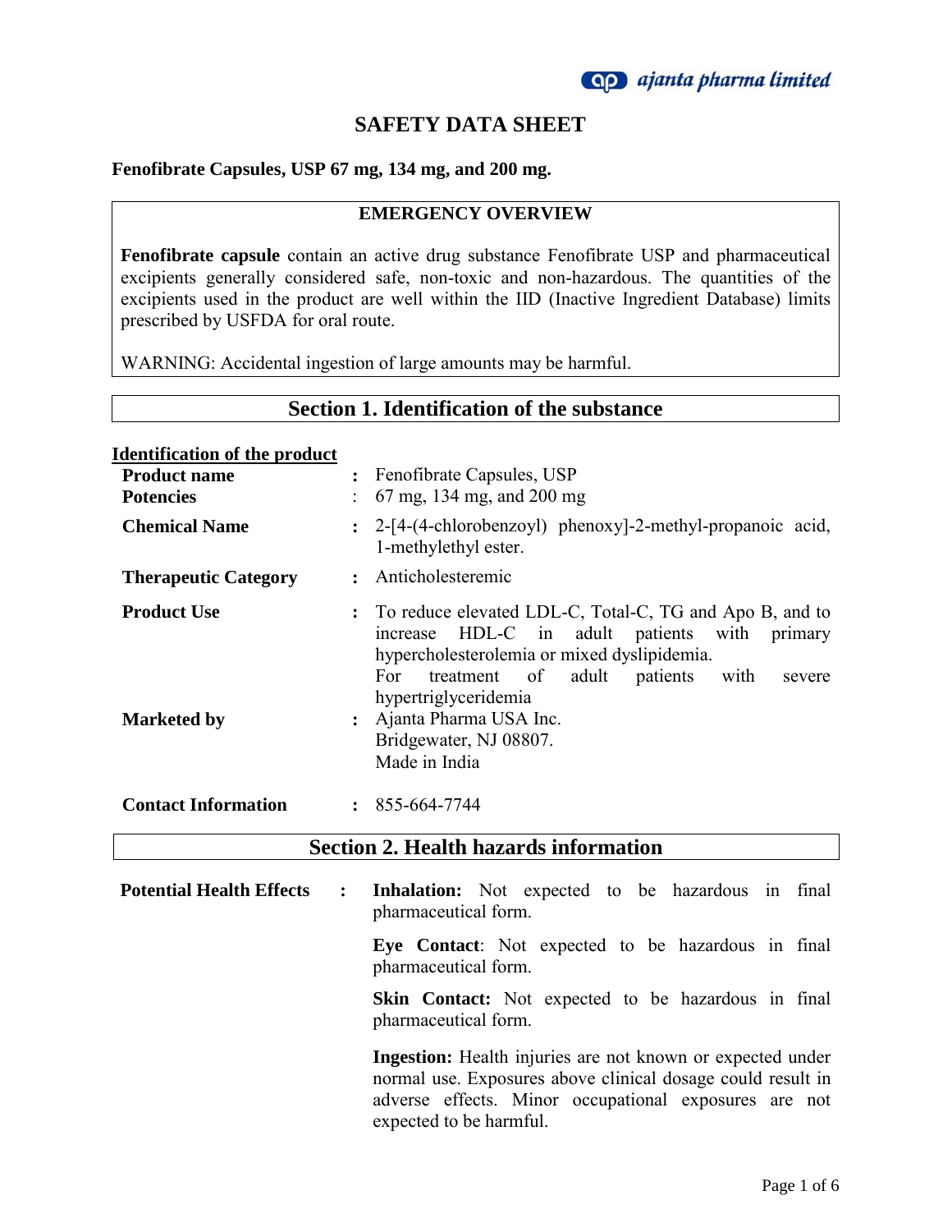# SAFETY DATA SHEET

**Fenofibrate Capsules, USP 67 mg, 134 mg, and 200 mg.**

## EMERGENCY OVERVIEW

**Fenofibrate capsule** contain an active drug substance Fenofibrate USP and pharmaceutical excipients generally considered safe, non-toxic and non-hazardous. The quantities of the excipients used in the product are well within the IID (Inactive Ingredient Database) limits prescribed by USFDA for oral route.

WARNING: Accidental ingestion of large amounts may be harmful.

## Section 1. Identification of the substance

**Identification of the product**

| | | |
|---|---|---|
| **Product name** | : | Fenofibrate Capsules, USP |
| **Potencies** | : | 67 mg, 134 mg, and 200 mg |
| **Chemical Name** | : | 2-[4-(4-chlorobenzoyl) phenoxy]-2-methyl-propanoic acid, 1-methylethyl ester. |
| **Therapeutic Category** | : | Anticholesteremic |
| **Product Use** | : | To reduce elevated LDL-C, Total-C, TG and Apo B, and to increase HDL-C in adult patients with primary hypercholesterolemia or mixed dyslipidemia. For treatment of adult patients with severe hypertriglyceridemia |
| **Marketed by** | : | Ajanta Pharma USA Inc. Bridgewater, NJ 08807. Made in India |
| **Contact Information** | : | 855-664-7744 |

## Section 2. Health hazards information

**Potential Health Effects** :

**Inhalation:** Not expected to be hazardous in final pharmaceutical form.

**Eye Contact**: Not expected to be hazardous in final pharmaceutical form.

**Skin Contact:** Not expected to be hazardous in final pharmaceutical form.

**Ingestion:** Health injuries are not known or expected under normal use. Exposures above clinical dosage could result in adverse effects. Minor occupational exposures are not expected to be harmful.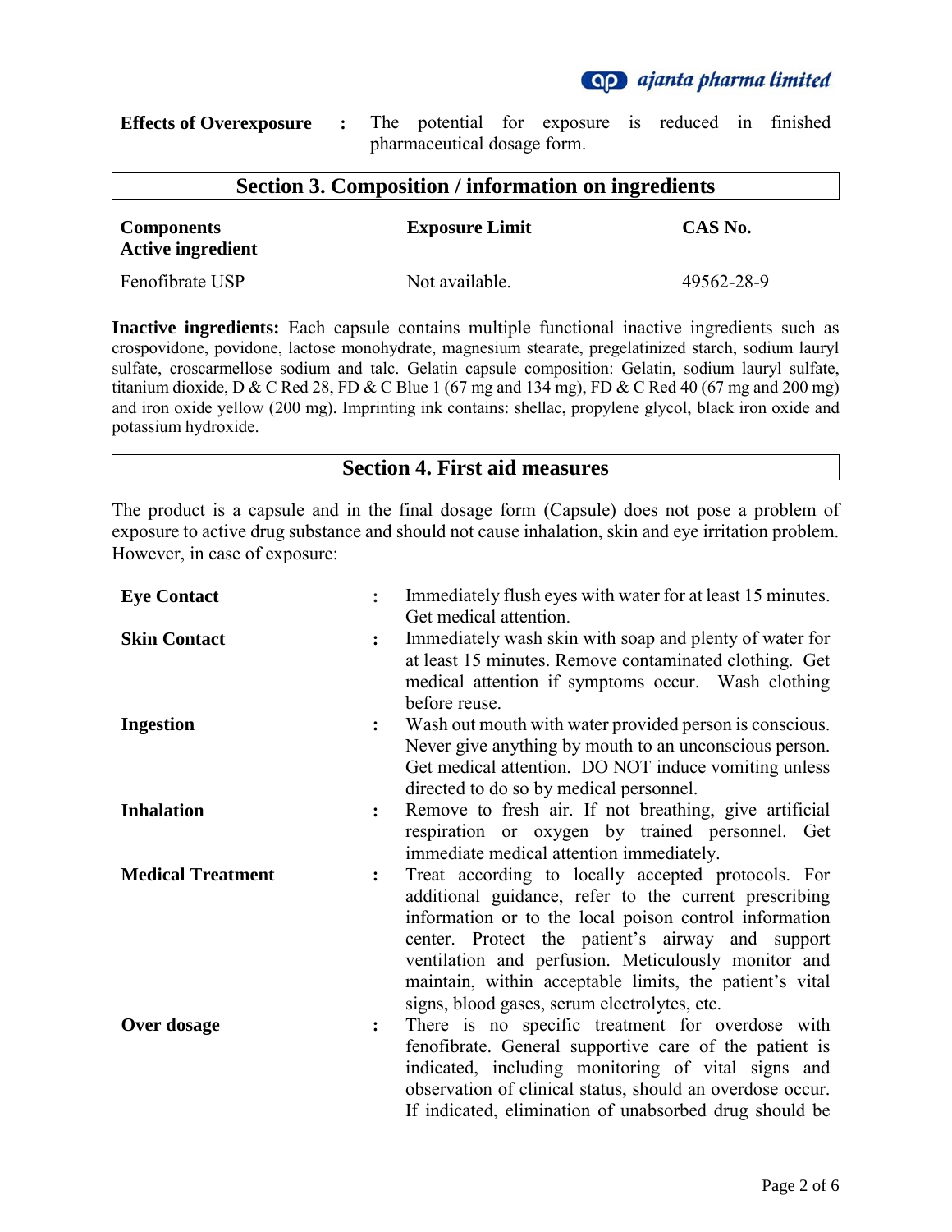**Effects of Overexposure** : The potential for exposure is reduced in finished pharmaceutical dosage form.

## Section 3. Composition / information on ingredients

| Components<br>Active ingredient | Exposure Limit | CAS No. |
|---|---|---|
| Fenofibrate USP | Not available. | 49562-28-9 |

**Inactive ingredients:** Each capsule contains multiple functional inactive ingredients such as crospovidone, povidone, lactose monohydrate, magnesium stearate, pregelatinized starch, sodium lauryl sulfate, croscarmellose sodium and talc. Gelatin capsule composition: Gelatin, sodium lauryl sulfate, titanium dioxide, D & C Red 28, FD & C Blue 1 (67 mg and 134 mg), FD & C Red 40 (67 mg and 200 mg) and iron oxide yellow (200 mg). Imprinting ink contains: shellac, propylene glycol, black iron oxide and potassium hydroxide.

## Section 4. First aid measures

The product is a capsule and in the final dosage form (Capsule) does not pose a problem of exposure to active drug substance and should not cause inhalation, skin and eye irritation problem. However, in case of exposure:

**Eye Contact** : Immediately flush eyes with water for at least 15 minutes. Get medical attention.

**Skin Contact** : Immediately wash skin with soap and plenty of water for at least 15 minutes. Remove contaminated clothing. Get medical attention if symptoms occur. Wash clothing before reuse.

**Ingestion** : Wash out mouth with water provided person is conscious. Never give anything by mouth to an unconscious person. Get medical attention. DO NOT induce vomiting unless directed to do so by medical personnel.

**Inhalation** : Remove to fresh air. If not breathing, give artificial respiration or oxygen by trained personnel. Get immediate medical attention immediately.

**Medical Treatment** : Treat according to locally accepted protocols. For additional guidance, refer to the current prescribing information or to the local poison control information center. Protect the patient's airway and support ventilation and perfusion. Meticulously monitor and maintain, within acceptable limits, the patient's vital signs, blood gases, serum electrolytes, etc.

**Over dosage** : There is no specific treatment for overdose with fenofibrate. General supportive care of the patient is indicated, including monitoring of vital signs and observation of clinical status, should an overdose occur. If indicated, elimination of unabsorbed drug should be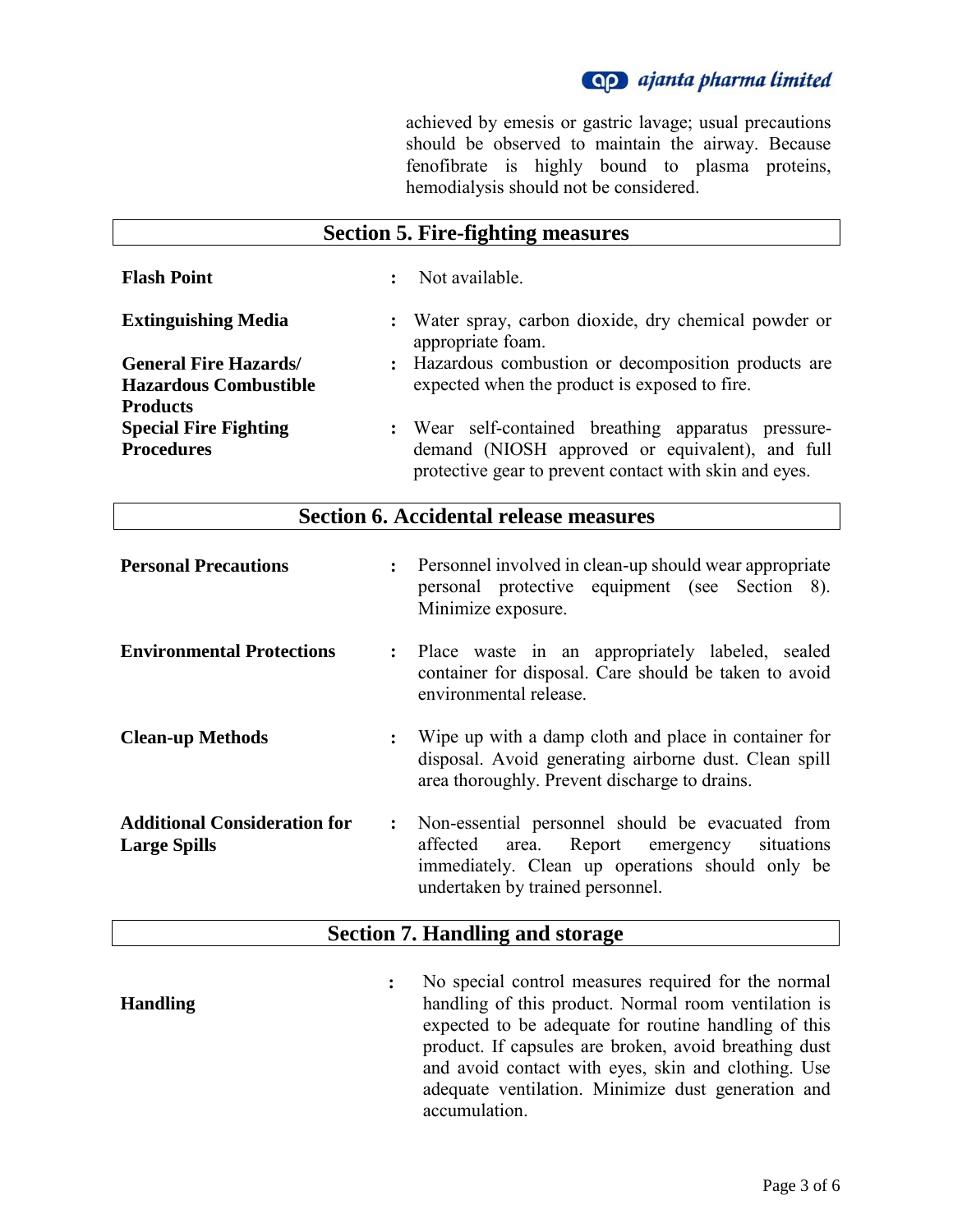achieved by emesis or gastric lavage; usual precautions should be observed to maintain the airway. Because fenofibrate is highly bound to plasma proteins, hemodialysis should not be considered.

## Section 5. Fire-fighting measures

| | | |
|---|---|---|
| **Flash Point** | : | Not available. |
| **Extinguishing Media** | : | Water spray, carbon dioxide, dry chemical powder or appropriate foam. |
| **General Fire Hazards/ Hazardous Combustible Products** | : | Hazardous combustion or decomposition products are expected when the product is exposed to fire. |
| **Special Fire Fighting Procedures** | : | Wear self-contained breathing apparatus pressure-demand (NIOSH approved or equivalent), and full protective gear to prevent contact with skin and eyes. |

## Section 6. Accidental release measures

| | | |
|---|---|---|
| **Personal Precautions** | : | Personnel involved in clean-up should wear appropriate personal protective equipment (see Section 8). Minimize exposure. |
| **Environmental Protections** | : | Place waste in an appropriately labeled, sealed container for disposal. Care should be taken to avoid environmental release. |
| **Clean-up Methods** | : | Wipe up with a damp cloth and place in container for disposal. Avoid generating airborne dust. Clean spill area thoroughly. Prevent discharge to drains. |
| **Additional Consideration for Large Spills** | : | Non-essential personnel should be evacuated from affected area. Report emergency situations immediately. Clean up operations should only be undertaken by trained personnel. |

## Section 7. Handling and storage

| | | |
|---|---|---|
| **Handling** | : | No special control measures required for the normal handling of this product. Normal room ventilation is expected to be adequate for routine handling of this product. If capsules are broken, avoid breathing dust and avoid contact with eyes, skin and clothing. Use adequate ventilation. Minimize dust generation and accumulation. |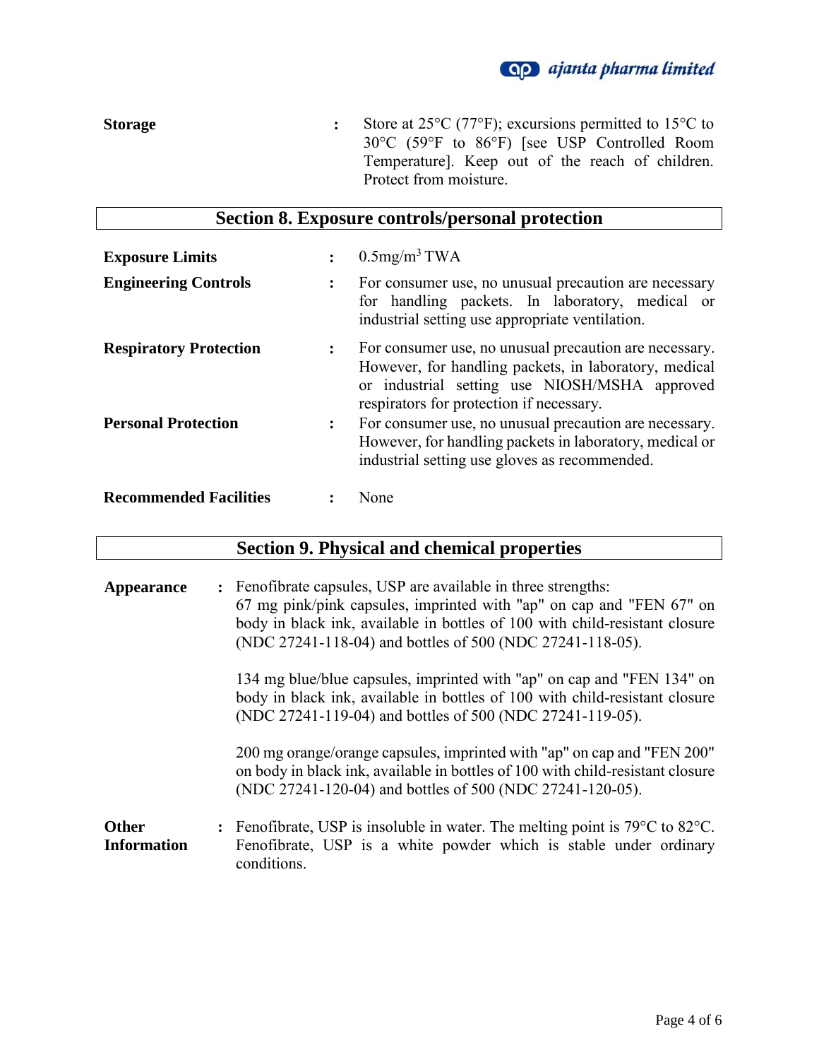**Storage** : Store at 25°C (77°F); excursions permitted to 15°C to 30°C (59°F to 86°F) [see USP Controlled Room Temperature]. Keep out of the reach of children. Protect from moisture.

## Section 8. Exposure controls/personal protection

**Exposure Limits** : $0.5mg/m^3$ TWA

**Engineering Controls** : For consumer use, no unusual precaution are necessary for handling packets. In laboratory, medical or industrial setting use appropriate ventilation.

**Respiratory Protection** : For consumer use, no unusual precaution are necessary. However, for handling packets, in laboratory, medical or industrial setting use NIOSH/MSHA approved respirators for protection if necessary.

**Personal Protection** : For consumer use, no unusual precaution are necessary. However, for handling packets in laboratory, medical or industrial setting use gloves as recommended.

**Recommended Facilities** : None

## Section 9. Physical and chemical properties

**Appearance** : Fenofibrate capsules, USP are available in three strengths:
67 mg pink/pink capsules, imprinted with "ap" on cap and "FEN 67" on body in black ink, available in bottles of 100 with child-resistant closure (NDC 27241-118-04) and bottles of 500 (NDC 27241-118-05).

134 mg blue/blue capsules, imprinted with "ap" on cap and "FEN 134" on body in black ink, available in bottles of 100 with child-resistant closure (NDC 27241-119-04) and bottles of 500 (NDC 27241-119-05).

200 mg orange/orange capsules, imprinted with "ap" on cap and "FEN 200" on body in black ink, available in bottles of 100 with child-resistant closure (NDC 27241-120-04) and bottles of 500 (NDC 27241-120-05).

**Other Information** : Fenofibrate, USP is insoluble in water. The melting point is 79°C to 82°C. Fenofibrate, USP is a white powder which is stable under ordinary conditions.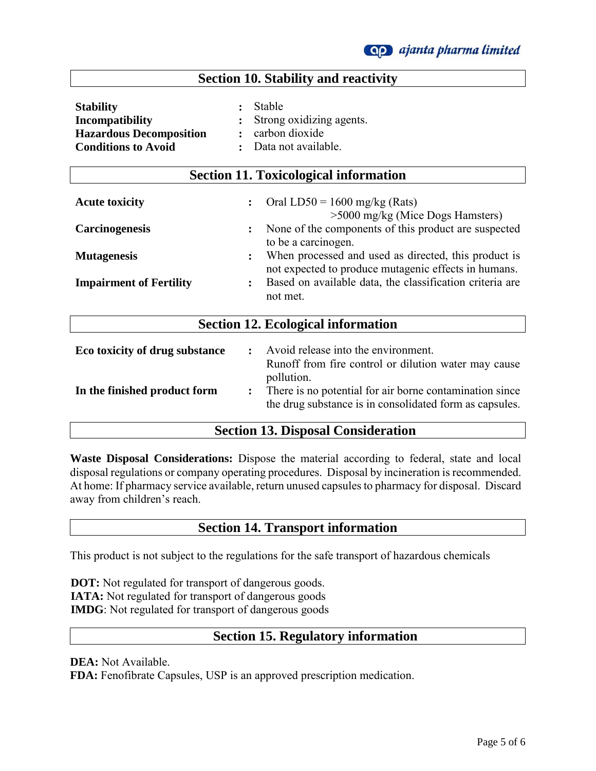## Section 10. Stability and reactivity

| | | |
|---|---|---|
| **Stability** | : | Stable |
| **Incompatibility** | : | Strong oxidizing agents. |
| **Hazardous Decomposition** | : | carbon dioxide |
| **Conditions to Avoid** | : | Data not available. |

## Section 11. Toxicological information

| | | |
|---|---|---|
| **Acute toxicity** | : | Oral LD50 = 1600 mg/kg (Rats)<br>>5000 mg/kg (Mice Dogs Hamsters) |
| **Carcinogenesis** | : | None of the components of this product are suspected to be a carcinogen. |
| **Mutagenesis** | : | When processed and used as directed, this product is not expected to produce mutagenic effects in humans. |
| **Impairment of Fertility** | : | Based on available data, the classification criteria are not met. |

## Section 12. Ecological information

| | | |
|---|---|---|
| **Eco toxicity of drug substance** | : | Avoid release into the environment.<br>Runoff from fire control or dilution water may cause pollution. |
| **In the finished product form** | : | There is no potential for air borne contamination since the drug substance is in consolidated form as capsules. |

## Section 13. Disposal Consideration

**Waste Disposal Considerations:** Dispose the material according to federal, state and local disposal regulations or company operating procedures. Disposal by incineration is recommended. At home: If pharmacy service available, return unused capsules to pharmacy for disposal. Discard away from children's reach.

## Section 14. Transport information

This product is not subject to the regulations for the safe transport of hazardous chemicals

**DOT:** Not regulated for transport of dangerous goods.
**IATA:** Not regulated for transport of dangerous goods
**IMDG**: Not regulated for transport of dangerous goods

## Section 15. Regulatory information

**DEA:** Not Available.
**FDA:** Fenofibrate Capsules, USP is an approved prescription medication.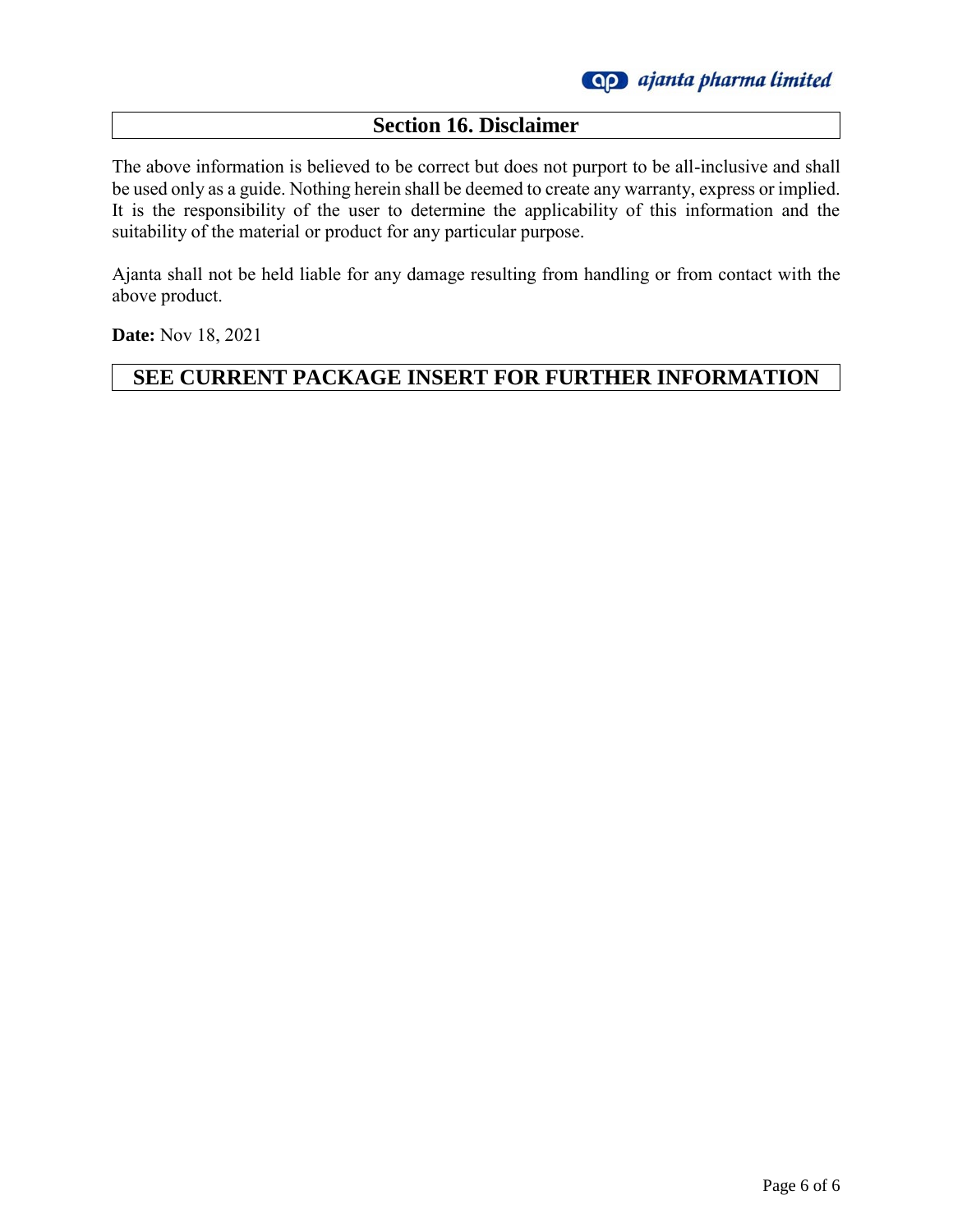## Section 16. Disclaimer

The above information is believed to be correct but does not purport to be all-inclusive and shall be used only as a guide. Nothing herein shall be deemed to create any warranty, express or implied. It is the responsibility of the user to determine the applicability of this information and the suitability of the material or product for any particular purpose.

Ajanta shall not be held liable for any damage resulting from handling or from contact with the above product.

**Date:** Nov 18, 2021

**SEE CURRENT PACKAGE INSERT FOR FURTHER INFORMATION**